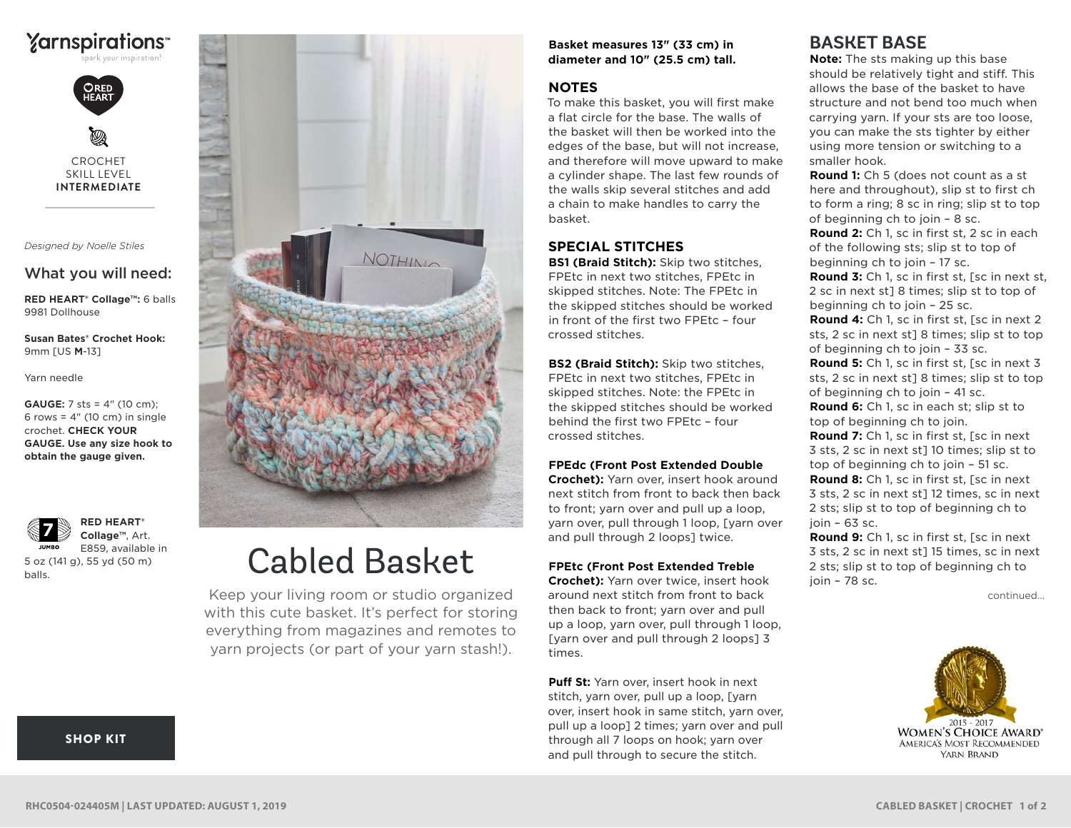Yarnspirations™
spark your inspiration!

RED HEART

CROCHET
SKILL LEVEL
**INTERMEDIATE**

*Designed by Noelle Stiles*

## What you will need:

**RED HEART® Collage™:** 6 balls 9981 Dollhouse

**Susan Bates® Crochet Hook:** 9mm [US **M**-13]

Yarn needle

**GAUGE:** 7 sts = 4" (10 cm); 6 rows = 4" (10 cm) in single crochet. **CHECK YOUR GAUGE. Use any size hook to obtain the gauge given.**

7 JUMBO **RED HEART® Collage™**, Art. E859, available in 5 oz (141 g), 55 yd (50 m) balls.

**SHOP KIT**

# Cabled Basket

Keep your living room or studio organized with this cute basket. It's perfect for storing everything from magazines and remotes to yarn projects (or part of your yarn stash!).

**Basket measures 13" (33 cm) in diameter and 10" (25.5 cm) tall.**

## NOTES

To make this basket, you will first make a flat circle for the base. The walls of the basket will then be worked into the edges of the base, but will not increase, and therefore will move upward to make a cylinder shape. The last few rounds of the walls skip several stitches and add a chain to make handles to carry the basket.

## SPECIAL STITCHES

**BS1 (Braid Stitch):** Skip two stitches, FPEtc in next two stitches, FPEtc in skipped stitches. Note: The FPEtc in the skipped stitches should be worked in front of the first two FPEtc – four crossed stitches.

**BS2 (Braid Stitch):** Skip two stitches, FPEtc in next two stitches, FPEtc in skipped stitches. Note: the FPEtc in the skipped stitches should be worked behind the first two FPEtc – four crossed stitches.

**FPEdc (Front Post Extended Double Crochet):** Yarn over, insert hook around next stitch from front to back then back to front; yarn over and pull up a loop, yarn over, pull through 1 loop, [yarn over and pull through 2 loops] twice.

**FPEtc (Front Post Extended Treble Crochet):** Yarn over twice, insert hook around next stitch from front to back then back to front; yarn over and pull up a loop, yarn over, pull through 1 loop, [yarn over and pull through 2 loops] 3 times.

**Puff St:** Yarn over, insert hook in next stitch, yarn over, pull up a loop, [yarn over, insert hook in same stitch, yarn over, pull up a loop] 2 times; yarn over and pull through all 7 loops on hook; yarn over and pull through to secure the stitch.

## BASKET BASE

**Note:** The sts making up this base should be relatively tight and stiff. This allows the base of the basket to have structure and not bend too much when carrying yarn. If your sts are too loose, you can make the sts tighter by either using more tension or switching to a smaller hook.

**Round 1:** Ch 5 (does not count as a st here and throughout), slip st to first ch to form a ring; 8 sc in ring; slip st to top of beginning ch to join – 8 sc.

**Round 2:** Ch 1, sc in first st, 2 sc in each of the following sts; slip st to top of beginning ch to join – 17 sc.

**Round 3:** Ch 1, sc in first st, [sc in next st, 2 sc in next st] 8 times; slip st to top of beginning ch to join – 25 sc.

**Round 4:** Ch 1, sc in first st, [sc in next 2 sts, 2 sc in next st] 8 times; slip st to top of beginning ch to join – 33 sc.

**Round 5:** Ch 1, sc in first st, [sc in next 3 sts, 2 sc in next st] 8 times; slip st to top of beginning ch to join – 41 sc.

**Round 6:** Ch 1, sc in each st; slip st to top of beginning ch to join.

**Round 7:** Ch 1, sc in first st, [sc in next 3 sts, 2 sc in next st] 10 times; slip st to top of beginning ch to join – 51 sc.

**Round 8:** Ch 1, sc in first st, [sc in next 3 sts, 2 sc in next st] 12 times, sc in next 2 sts; slip st to top of beginning ch to join – 63 sc.

**Round 9:** Ch 1, sc in first st, [sc in next 3 sts, 2 sc in next st] 15 times, sc in next 2 sts; slip st to top of beginning ch to join – 78 sc.

continued...

2015 - 2017 WOMEN'S CHOICE AWARD® AMERICA'S MOST RECOMMENDED YARN BRAND

RHC0504-024405M | LAST UPDATED: AUGUST 1, 2019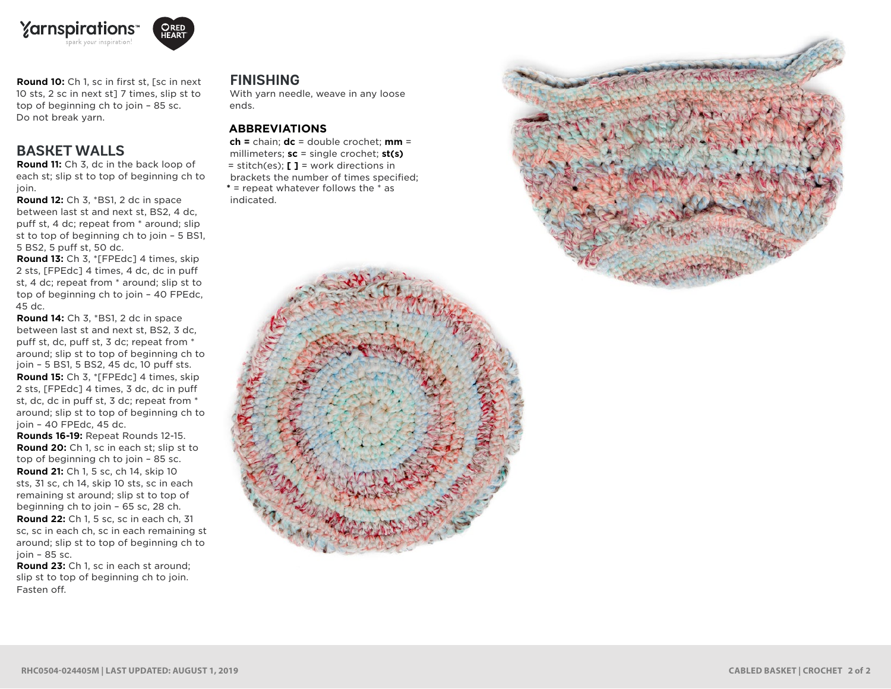**Round 10:** Ch 1, sc in first st, [sc in next 10 sts, 2 sc in next st] 7 times, slip st to top of beginning ch to join – 85 sc. Do not break yarn.

## BASKET WALLS

**Round 11:** Ch 3, dc in the back loop of each st; slip st to top of beginning ch to join.

**Round 12:** Ch 3, *BS1, 2 dc in space between last st and next st, BS2, 4 dc, puff st, 4 dc; repeat from * around; slip st to top of beginning ch to join – 5 BS1, 5 BS2, 5 puff st, 50 dc.

**Round 13:** Ch 3, *[FPEdc] 4 times, skip 2 sts, [FPEdc] 4 times, 4 dc, dc in puff st, 4 dc; repeat from * around; slip st to top of beginning ch to join – 40 FPEdc, 45 dc.

**Round 14:** Ch 3, *BS1, 2 dc in space between last st and next st, BS2, 3 dc, puff st, dc, puff st, 3 dc; repeat from * around; slip st to top of beginning ch to join – 5 BS1, 5 BS2, 45 dc, 10 puff sts.

**Round 15:** Ch 3, *[FPEdc] 4 times, skip 2 sts, [FPEdc] 4 times, 3 dc, dc in puff st, dc, dc in puff st, 3 dc; repeat from * around; slip st to top of beginning ch to join – 40 FPEdc, 45 dc.

**Rounds 16-19:** Repeat Rounds 12-15.

**Round 20:** Ch 1, sc in each st; slip st to top of beginning ch to join – 85 sc.

**Round 21:** Ch 1, 5 sc, ch 14, skip 10 sts, 31 sc, ch 14, skip 10 sts, sc in each remaining st around; slip st to top of beginning ch to join – 65 sc, 28 ch.

**Round 22:** Ch 1, 5 sc, sc in each ch, 31 sc, sc in each ch, sc in each remaining st around; slip st to top of beginning ch to join – 85 sc.

**Round 23:** Ch 1, sc in each st around; slip st to top of beginning ch to join. Fasten off.

## FINISHING

With yarn needle, weave in any loose ends.

### ABBREVIATIONS

**ch** = chain; **dc** = double crochet; **mm** = millimeters; **sc** = single crochet; **st(s)** = stitch(es); **[ ]** = work directions in brackets the number of times specified; * = repeat whatever follows the * as indicated.